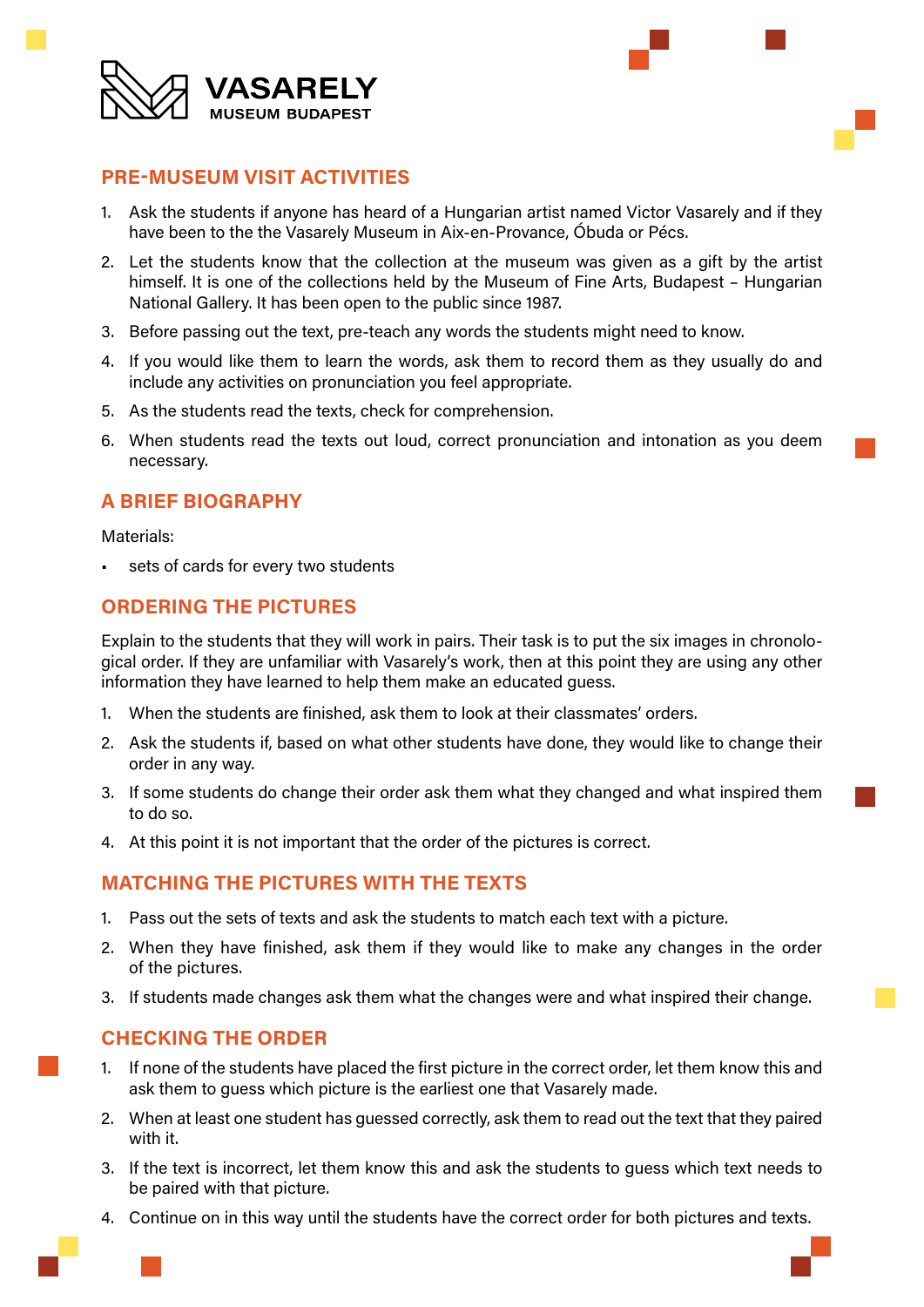VASARELY
MUSEUM BUDAPEST

## PRE-MUSEUM VISIT ACTIVITIES

1. Ask the students if anyone has heard of a Hungarian artist named Victor Vasarely and if they have been to the the Vasarely Museum in Aix-en-Provance, Óbuda or Pécs.
2. Let the students know that the collection at the museum was given as a gift by the artist himself. It is one of the collections held by the Museum of Fine Arts, Budapest – Hungarian National Gallery. It has been open to the public since 1987.
3. Before passing out the text, pre-teach any words the students might need to know.
4. If you would like them to learn the words, ask them to record them as they usually do and include any activities on pronunciation you feel appropriate.
5. As the students read the texts, check for comprehension.
6. When students read the texts out loud, correct pronunciation and intonation as you deem necessary.

## A BRIEF BIOGRAPHY

Materials:

- sets of cards for every two students

## ORDERING THE PICTURES

Explain to the students that they will work in pairs. Their task is to put the six images in chronological order. If they are unfamiliar with Vasarely's work, then at this point they are using any other information they have learned to help them make an educated guess.

1. When the students are finished, ask them to look at their classmates' orders.
2. Ask the students if, based on what other students have done, they would like to change their order in any way.
3. If some students do change their order ask them what they changed and what inspired them to do so.
4. At this point it is not important that the order of the pictures is correct.

## MATCHING THE PICTURES WITH THE TEXTS

1. Pass out the sets of texts and ask the students to match each text with a picture.
2. When they have finished, ask them if they would like to make any changes in the order of the pictures.
3. If students made changes ask them what the changes were and what inspired their change.

## CHECKING THE ORDER

1. If none of the students have placed the first picture in the correct order, let them know this and ask them to guess which picture is the earliest one that Vasarely made.
2. When at least one student has guessed correctly, ask them to read out the text that they paired with it.
3. If the text is incorrect, let them know this and ask the students to guess which text needs to be paired with that picture.
4. Continue on in this way until the students have the correct order for both pictures and texts.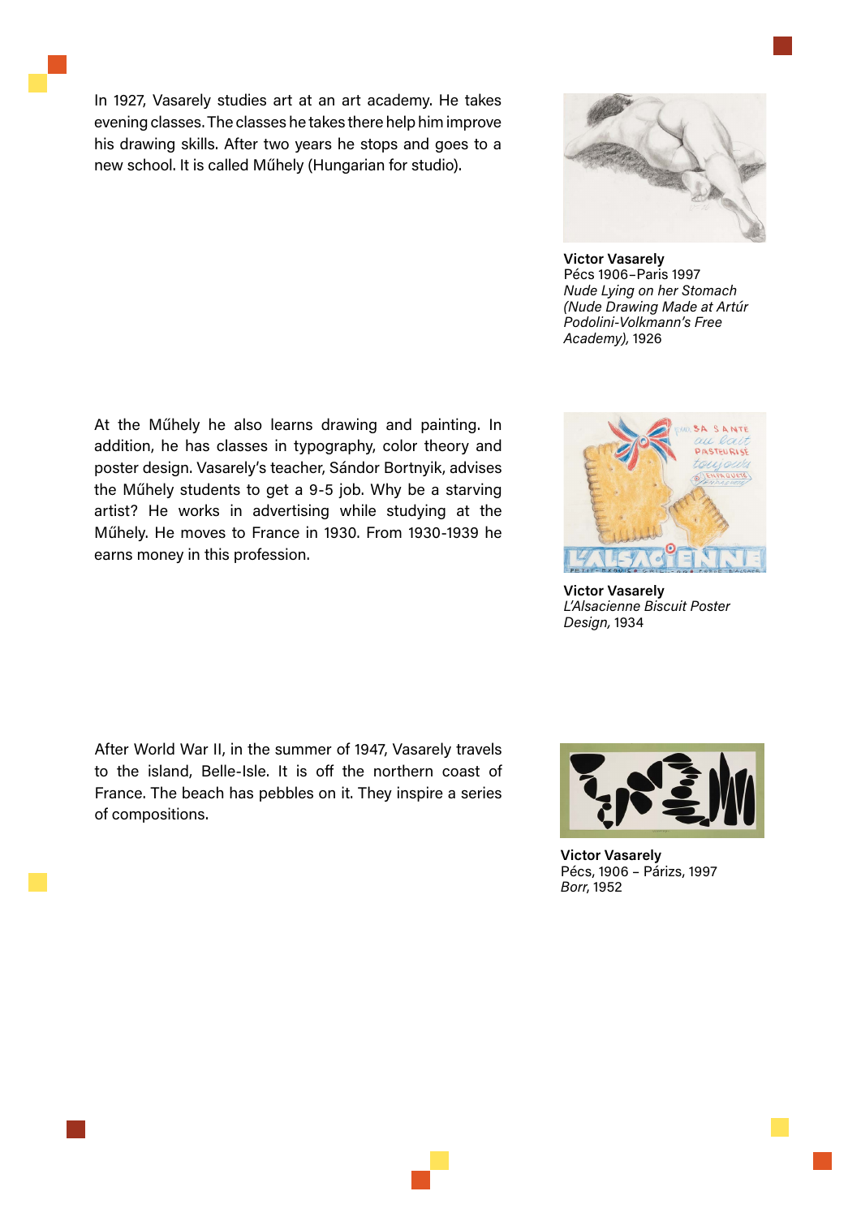In 1927, Vasarely studies art at an art academy. He takes evening classes. The classes he takes there help him improve his drawing skills. After two years he stops and goes to a new school. It is called Műhely (Hungarian for studio).

**Victor Vasarely**
Pécs 1906–Paris 1997
*Nude Lying on her Stomach (Nude Drawing Made at Artúr Podolini-Volkmann's Free Academy),* 1926

At the Műhely he also learns drawing and painting. In addition, he has classes in typography, color theory and poster design. Vasarely's teacher, Sándor Bortnyik, advises the Műhely students to get a 9-5 job. Why be a starving artist? He works in advertising while studying at the Műhely. He moves to France in 1930. From 1930-1939 he earns money in this profession.

**Victor Vasarely**
*L'Alsacienne Biscuit Poster Design,* 1934

After World War II, in the summer of 1947, Vasarely travels to the island, Belle-Isle. It is off the northern coast of France. The beach has pebbles on it. They inspire a series of compositions.

**Victor Vasarely**
Pécs, 1906 – Párizs, 1997
*Borr*, 1952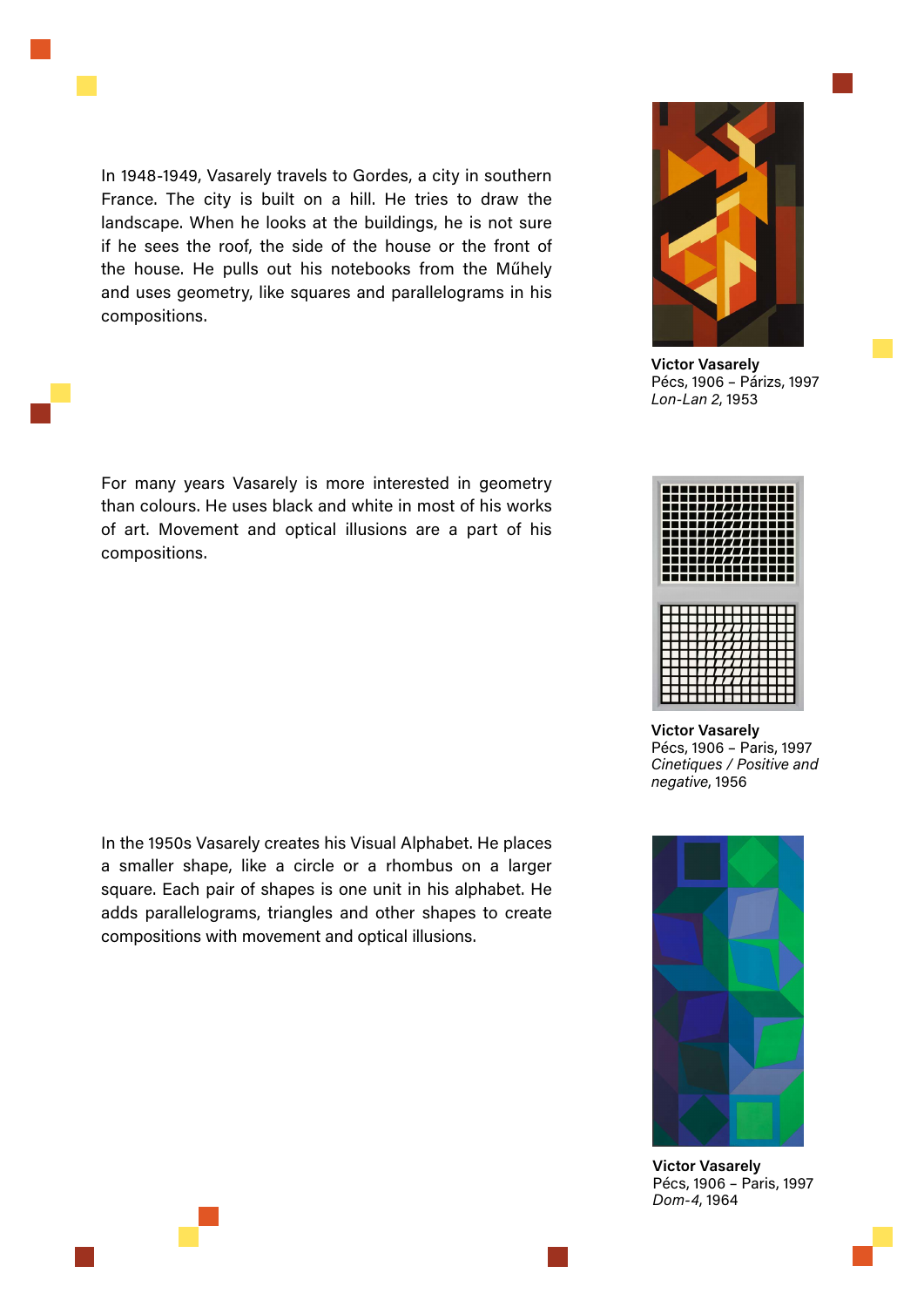In 1948-1949, Vasarely travels to Gordes, a city in southern France. The city is built on a hill. He tries to draw the landscape. When he looks at the buildings, he is not sure if he sees the roof, the side of the house or the front of the house. He pulls out his notebooks from the Műhely and uses geometry, like squares and parallelograms in his compositions.

**Victor Vasarely**
Pécs, 1906 – Párizs, 1997
*Lon-Lan 2*, 1953

For many years Vasarely is more interested in geometry than colours. He uses black and white in most of his works of art. Movement and optical illusions are a part of his compositions.

**Victor Vasarely**
Pécs, 1906 – Paris, 1997
*Cinetiques / Positive and negative*, 1956

In the 1950s Vasarely creates his Visual Alphabet. He places a smaller shape, like a circle or a rhombus on a larger square. Each pair of shapes is one unit in his alphabet. He adds parallelograms, triangles and other shapes to create compositions with movement and optical illusions.

**Victor Vasarely**
Pécs, 1906 – Paris, 1997
*Dom-4*, 1964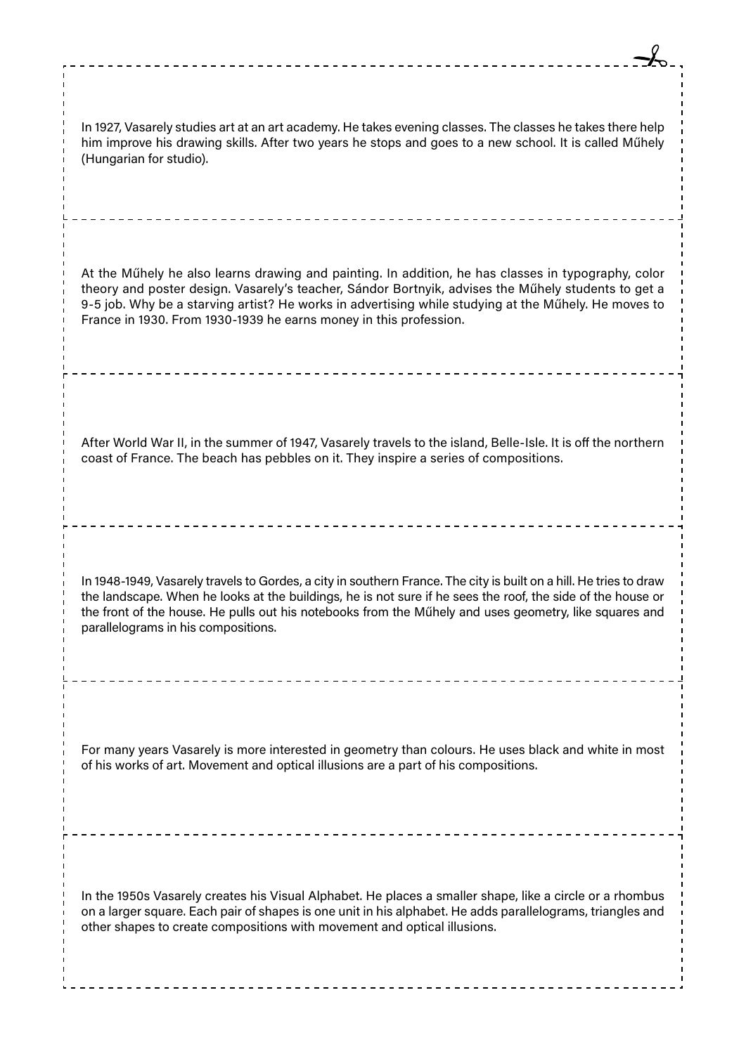In 1927, Vasarely studies art at an art academy. He takes evening classes. The classes he takes there help him improve his drawing skills. After two years he stops and goes to a new school. It is called Műhely (Hungarian for studio).

At the Műhely he also learns drawing and painting. In addition, he has classes in typography, color theory and poster design. Vasarely's teacher, Sándor Bortnyik, advises the Műhely students to get a 9-5 job. Why be a starving artist? He works in advertising while studying at the Műhely. He moves to France in 1930. From 1930-1939 he earns money in this profession.

After World War II, in the summer of 1947, Vasarely travels to the island, Belle-Isle. It is off the northern coast of France. The beach has pebbles on it. They inspire a series of compositions.

In 1948-1949, Vasarely travels to Gordes, a city in southern France. The city is built on a hill. He tries to draw the landscape. When he looks at the buildings, he is not sure if he sees the roof, the side of the house or the front of the house. He pulls out his notebooks from the Műhely and uses geometry, like squares and parallelograms in his compositions.

For many years Vasarely is more interested in geometry than colours. He uses black and white in most of his works of art. Movement and optical illusions are a part of his compositions.

In the 1950s Vasarely creates his Visual Alphabet. He places a smaller shape, like a circle or a rhombus on a larger square. Each pair of shapes is one unit in his alphabet. He adds parallelograms, triangles and other shapes to create compositions with movement and optical illusions.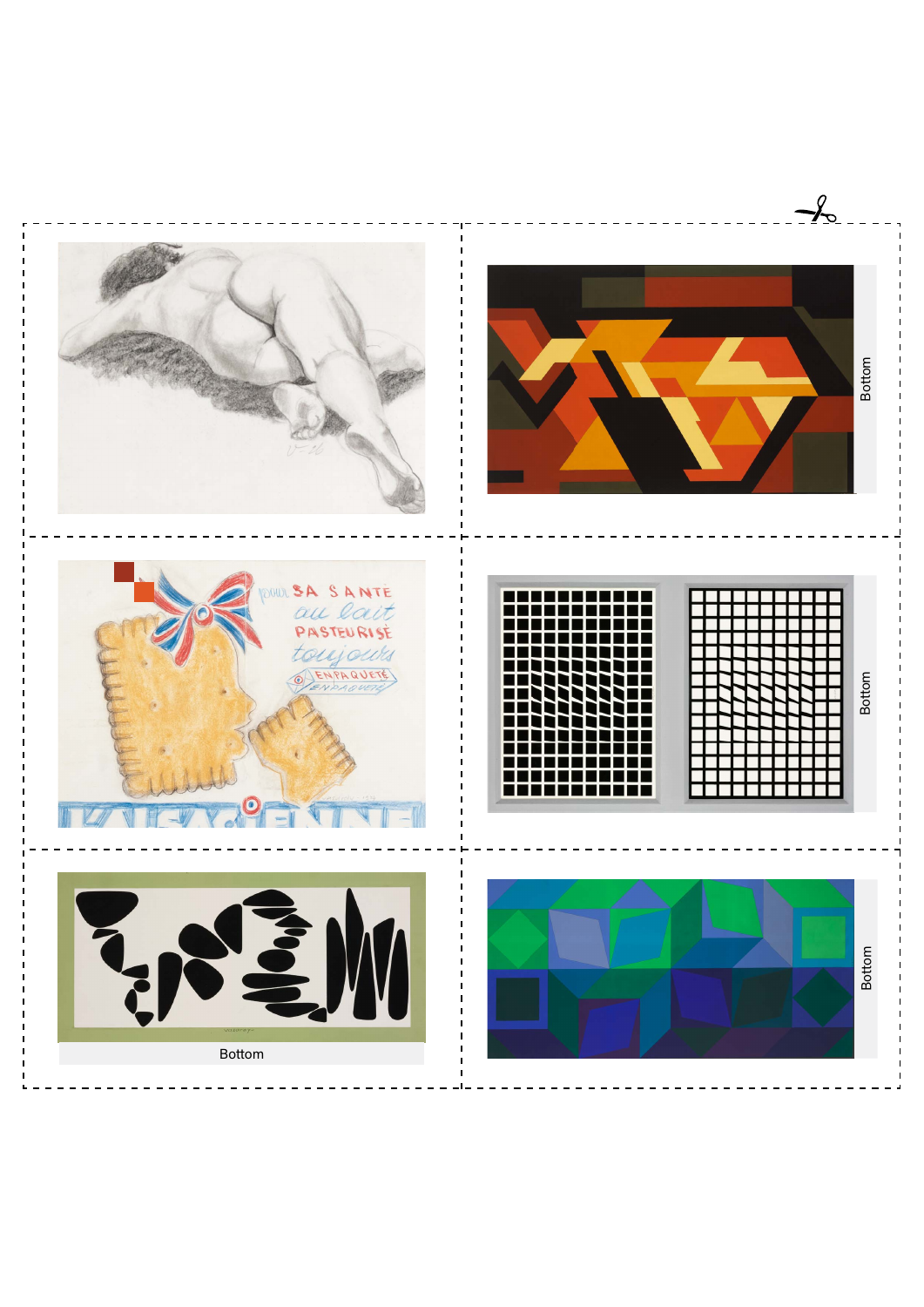Bottom

Bottom

Bottom

Bottom